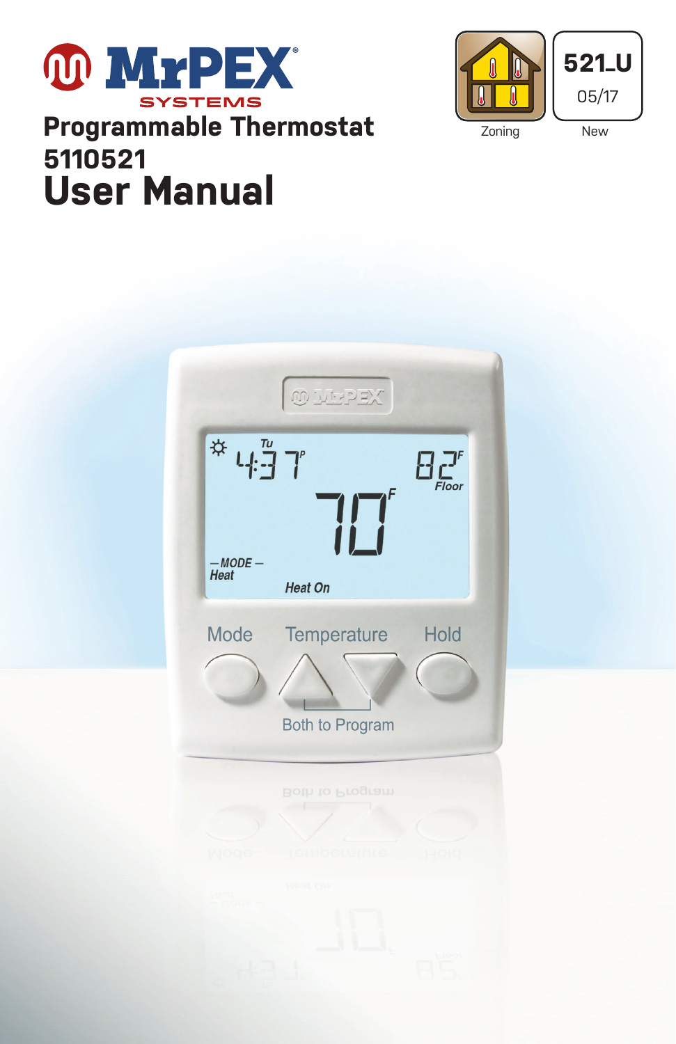MrPEX SYSTEMS

# Programmable Thermostat 5110521

# User Manual

Zoning

**521_U**
05/17

New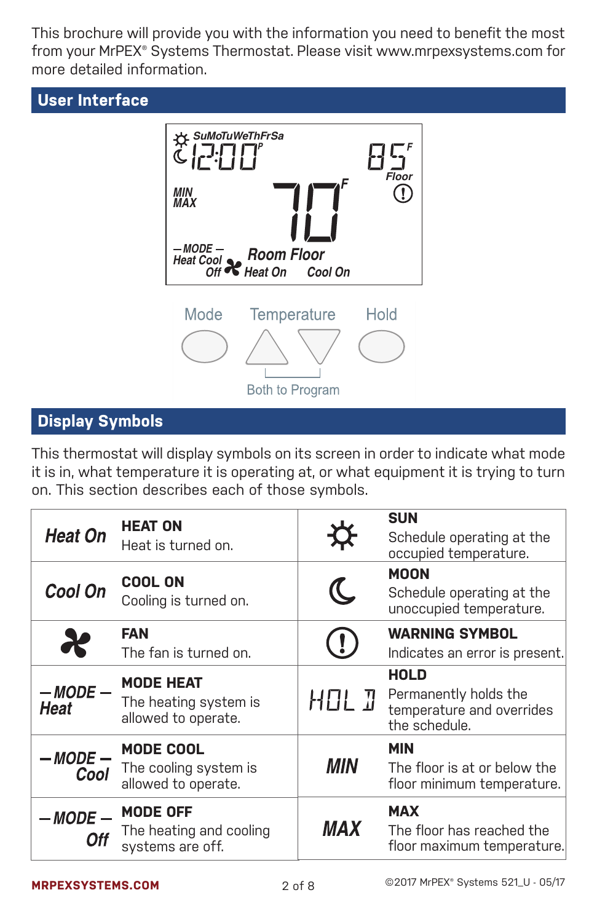This brochure will provide you with the information you need to benefit the most from your MrPEX® Systems Thermostat. Please visit www.mrpexsystems.com for more detailed information.

## User Interface

SuMoTuWeThFrSa
12:00 P
85 F
Floor
MIN
MAX
70 F
— MODE —
Heat Cool
Off
Room Floor
Heat On Cool On

Mode | Temperature | Hold

Both to Program

## Display Symbols

This thermostat will display symbols on its screen in order to indicate what mode it is in, what temperature it is operating at, or what equipment it is trying to turn on. This section describes each of those symbols.

| Symbol | Description | Symbol | Description |
|---|---|---|---|
| *Heat On* | **HEAT ON**<br>Heat is turned on. | ☼ | **SUN**<br>Schedule operating at the occupied temperature. |
| *Cool On* | **COOL ON**<br>Cooling is turned on. | ☾ | **MOON**<br>Schedule operating at the unoccupied temperature. |
| ✤ | **FAN**<br>The fan is turned on. | (!) | **WARNING SYMBOL**<br>Indicates an error is present. |
| *— MODE — Heat* | **MODE HEAT**<br>The heating system is allowed to operate. | HOLD | **HOLD**<br>Permanently holds the temperature and overrides the schedule. |
| *— MODE — Cool* | **MODE COOL**<br>The cooling system is allowed to operate. | *MIN* | **MIN**<br>The floor is at or below the floor minimum temperature. |
| *— MODE — Off* | **MODE OFF**<br>The heating and cooling systems are off. | *MAX* | **MAX**<br>The floor has reached the floor maximum temperature. |

MRPEXSYSTEMS.COM

©2017 MrPEX® Systems 521_U - 05/17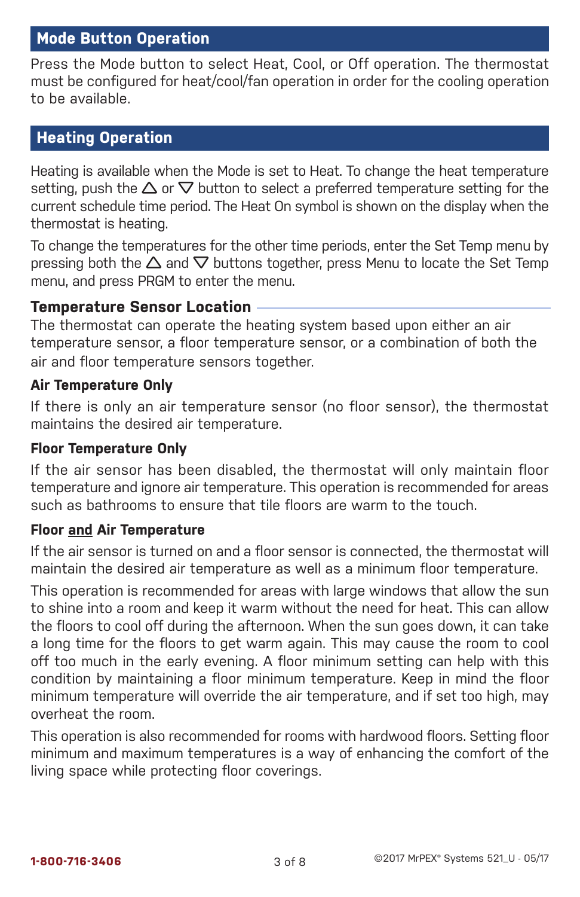## Mode Button Operation

Press the Mode button to select Heat, Cool, or Off operation. The thermostat must be configured for heat/cool/fan operation in order for the cooling operation to be available.

## Heating Operation

Heating is available when the Mode is set to Heat. To change the heat temperature setting, push the △ or ▽ button to select a preferred temperature setting for the current schedule time period. The Heat On symbol is shown on the display when the thermostat is heating.

To change the temperatures for the other time periods, enter the Set Temp menu by pressing both the △ and ▽ buttons together, press Menu to locate the Set Temp menu, and press PRGM to enter the menu.

### Temperature Sensor Location

The thermostat can operate the heating system based upon either an air temperature sensor, a floor temperature sensor, or a combination of both the air and floor temperature sensors together.

#### Air Temperature Only

If there is only an air temperature sensor (no floor sensor), the thermostat maintains the desired air temperature.

#### Floor Temperature Only

If the air sensor has been disabled, the thermostat will only maintain floor temperature and ignore air temperature. This operation is recommended for areas such as bathrooms to ensure that tile floors are warm to the touch.

#### Floor and Air Temperature

If the air sensor is turned on and a floor sensor is connected, the thermostat will maintain the desired air temperature as well as a minimum floor temperature.

This operation is recommended for areas with large windows that allow the sun to shine into a room and keep it warm without the need for heat. This can allow the floors to cool off during the afternoon. When the sun goes down, it can take a long time for the floors to get warm again. This may cause the room to cool off too much in the early evening. A floor minimum setting can help with this condition by maintaining a floor minimum temperature. Keep in mind the floor minimum temperature will override the air temperature, and if set too high, may overheat the room.

This operation is also recommended for rooms with hardwood floors. Setting floor minimum and maximum temperatures is a way of enhancing the comfort of the living space while protecting floor coverings.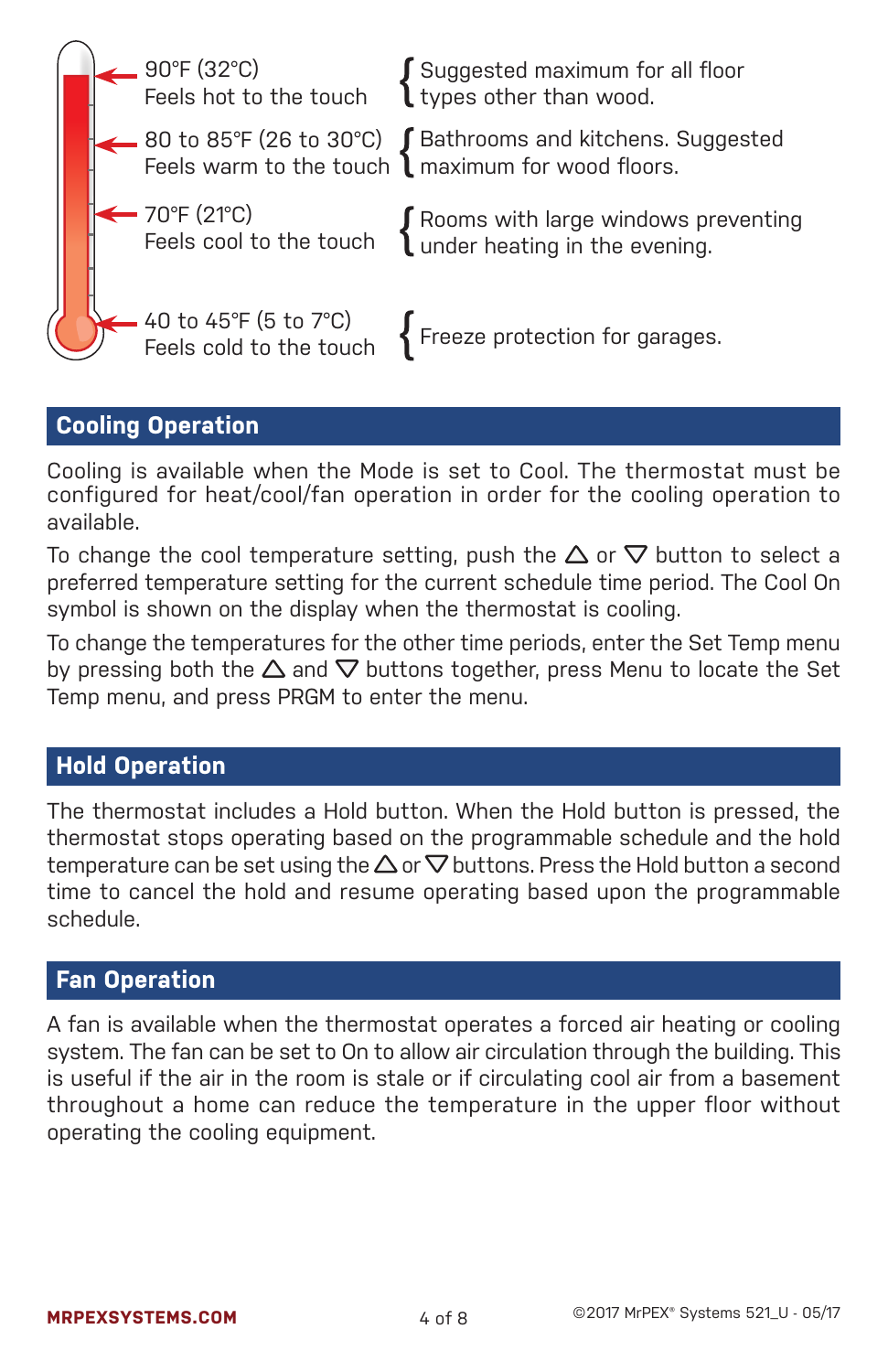| Temperature | Feel | Suggested use |
| --- | --- | --- |
| 90°F (32°C) | Feels hot to the touch | Suggested maximum for all floor types other than wood. |
| 80 to 85°F (26 to 30°C) | Feels warm to the touch | Bathrooms and kitchens. Suggested maximum for wood floors. |
| 70°F (21°C) | Feels cool to the touch | Rooms with large windows preventing under heating in the evening. |
| 40 to 45°F (5 to 7°C) | Feels cold to the touch | Freeze protection for garages. |

## Cooling Operation

Cooling is available when the Mode is set to Cool. The thermostat must be configured for heat/cool/fan operation in order for the cooling operation to available.

To change the cool temperature setting, push the △ or ▽ button to select a preferred temperature setting for the current schedule time period. The Cool On symbol is shown on the display when the thermostat is cooling.

To change the temperatures for the other time periods, enter the Set Temp menu by pressing both the △ and ▽ buttons together, press Menu to locate the Set Temp menu, and press PRGM to enter the menu.

## Hold Operation

The thermostat includes a Hold button. When the Hold button is pressed, the thermostat stops operating based on the programmable schedule and the hold temperature can be set using the △ or ▽ buttons. Press the Hold button a second time to cancel the hold and resume operating based upon the programmable schedule.

## Fan Operation

A fan is available when the thermostat operates a forced air heating or cooling system. The fan can be set to On to allow air circulation through the building. This is useful if the air in the room is stale or if circulating cool air from a basement throughout a home can reduce the temperature in the upper floor without operating the cooling equipment.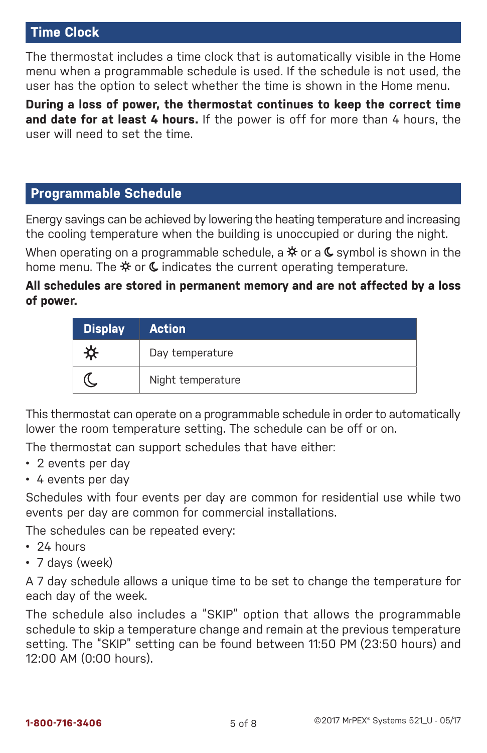## Time Clock

The thermostat includes a time clock that is automatically visible in the Home menu when a programmable schedule is used. If the schedule is not used, the user has the option to select whether the time is shown in the Home menu.

**During a loss of power, the thermostat continues to keep the correct time and date for at least 4 hours.** If the power is off for more than 4 hours, the user will need to set the time.

## Programmable Schedule

Energy savings can be achieved by lowering the heating temperature and increasing the cooling temperature when the building is unoccupied or during the night.

When operating on a programmable schedule, a ☼ or a ☾ symbol is shown in the home menu. The ☼ or ☾ indicates the current operating temperature.

**All schedules are stored in permanent memory and are not affected by a loss of power.**

| Display | Action |
| --- | --- |
| ☼ | Day temperature |
| ☾ | Night temperature |

This thermostat can operate on a programmable schedule in order to automatically lower the room temperature setting. The schedule can be off or on.

The thermostat can support schedules that have either:

- 2 events per day
- 4 events per day

Schedules with four events per day are common for residential use while two events per day are common for commercial installations.

The schedules can be repeated every:

- 24 hours
- 7 days (week)

A 7 day schedule allows a unique time to be set to change the temperature for each day of the week.

The schedule also includes a "SKIP" option that allows the programmable schedule to skip a temperature change and remain at the previous temperature setting. The "SKIP" setting can be found between 11:50 PM (23:50 hours) and 12:00 AM (0:00 hours).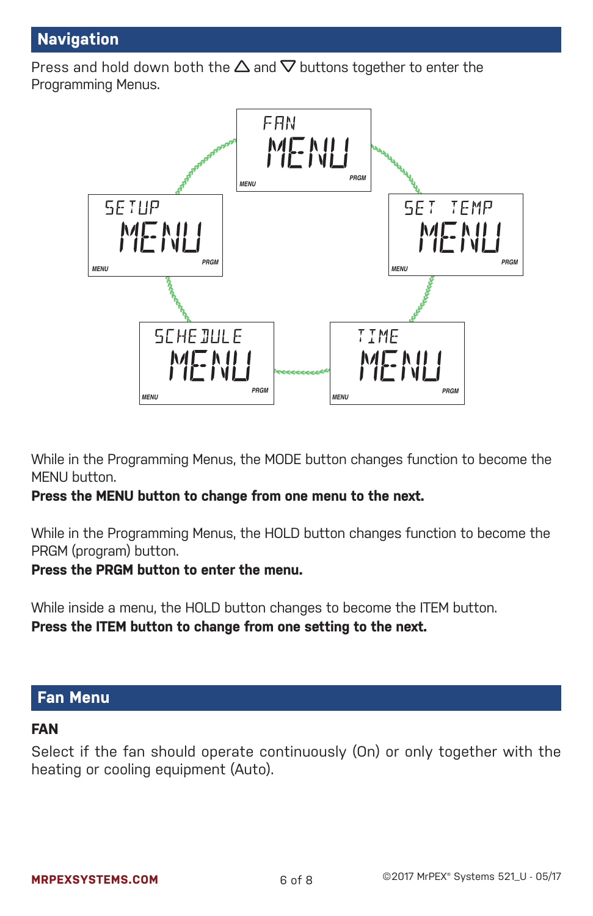## Navigation

Press and hold down both the △ and ▽ buttons together to enter the Programming Menus.

FAN MENU
SET TEMP MENU
TIME MENU
SCHEDULE MENU
SETUP MENU

While in the Programming Menus, the MODE button changes function to become the MENU button.

**Press the MENU button to change from one menu to the next.**

While in the Programming Menus, the HOLD button changes function to become the PRGM (program) button.

**Press the PRGM button to enter the menu.**

While inside a menu, the HOLD button changes to become the ITEM button.

**Press the ITEM button to change from one setting to the next.**

## Fan Menu

**FAN**

Select if the fan should operate continuously (On) or only together with the heating or cooling equipment (Auto).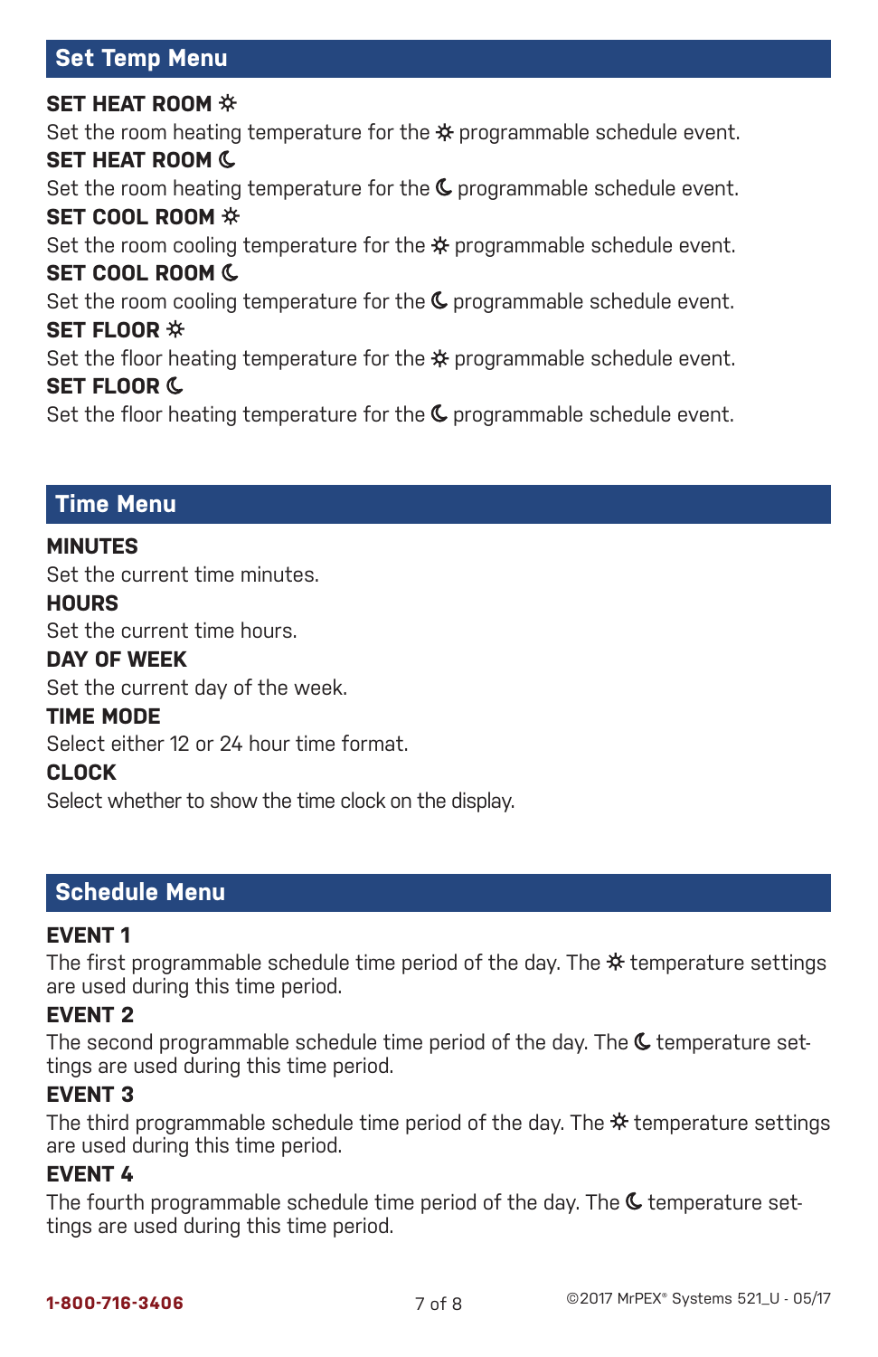## Set Temp Menu

**SET HEAT ROOM ☼**
Set the room heating temperature for the ☼ programmable schedule event.

**SET HEAT ROOM ☾**
Set the room heating temperature for the ☾ programmable schedule event.

**SET COOL ROOM ☼**
Set the room cooling temperature for the ☼ programmable schedule event.

**SET COOL ROOM ☾**
Set the room cooling temperature for the ☾ programmable schedule event.

**SET FLOOR ☼**
Set the floor heating temperature for the ☼ programmable schedule event.

**SET FLOOR ☾**
Set the floor heating temperature for the ☾ programmable schedule event.

## Time Menu

**MINUTES**
Set the current time minutes.

**HOURS**
Set the current time hours.

**DAY OF WEEK**
Set the current day of the week.

**TIME MODE**
Select either 12 or 24 hour time format.

**CLOCK**
Select whether to show the time clock on the display.

## Schedule Menu

**EVENT 1**
The first programmable schedule time period of the day. The ☼ temperature settings are used during this time period.

**EVENT 2**
The second programmable schedule time period of the day. The ☾ temperature settings are used during this time period.

**EVENT 3**
The third programmable schedule time period of the day. The ☼ temperature settings are used during this time period.

**EVENT 4**
The fourth programmable schedule time period of the day. The ☾ temperature settings are used during this time period.

**1-800-716-3406**

©2017 MrPEX® Systems 521_U - 05/17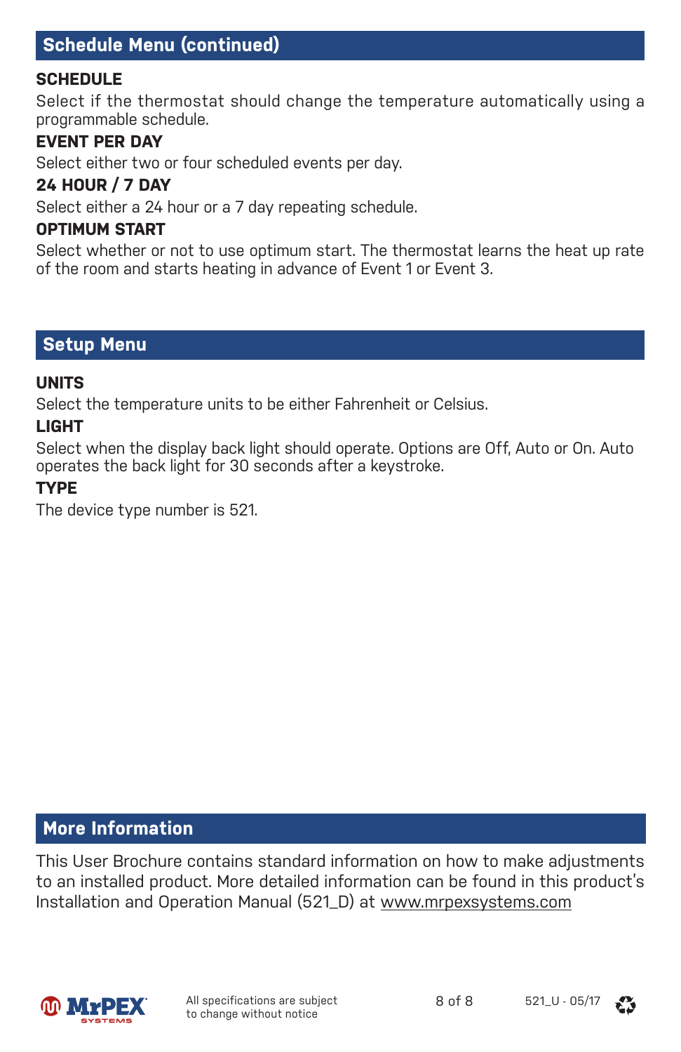## Schedule Menu (continued)

**SCHEDULE**

Select if the thermostat should change the temperature automatically using a programmable schedule.

**EVENT PER DAY**

Select either two or four scheduled events per day.

**24 HOUR / 7 DAY**

Select either a 24 hour or a 7 day repeating schedule.

**OPTIMUM START**

Select whether or not to use optimum start. The thermostat learns the heat up rate of the room and starts heating in advance of Event 1 or Event 3.

## Setup Menu

**UNITS**

Select the temperature units to be either Fahrenheit or Celsius.

**LIGHT**

Select when the display back light should operate. Options are Off, Auto or On. Auto operates the back light for 30 seconds after a keystroke.

**TYPE**

The device type number is 521.

## More Information

This User Brochure contains standard information on how to make adjustments to an installed product. More detailed information can be found in this product's Installation and Operation Manual (521_D) at www.mrpexsystems.com

All specifications are subject to change without notice

521_U - 05/17